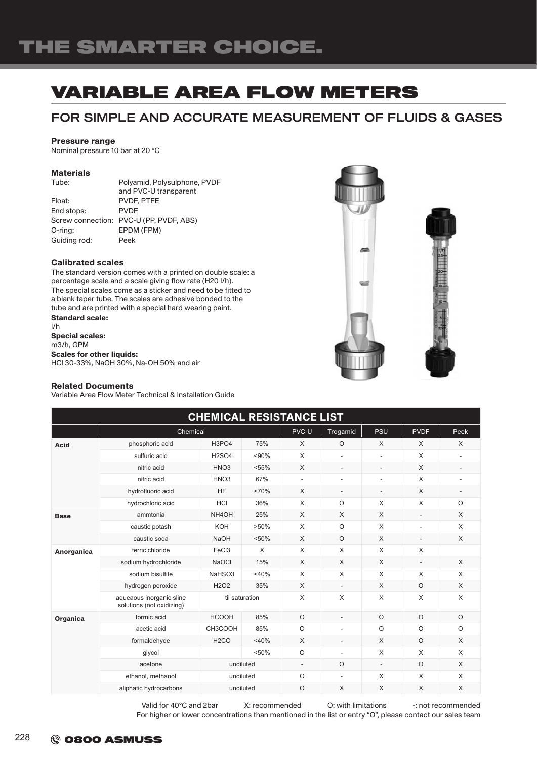# THE SMARTER CHOICE.

# VARIABLE AREA FLOW METERS

## FOR SIMPLE AND ACCURATE MEASUREMENT OF FLUIDS & GASES

**Pressure range**
Nominal pressure 10 bar at 20 °C

**Materials**

| | |
|---|---|
| Tube: | Polyamid, Polysulphone, PVDF and PVC-U transparent |
| Float: | PVDF, PTFE |
| End stops: | PVDF |
| Screw connection: | PVC-U (PP, PVDF, ABS) |
| O-ring: | EPDM (FPM) |
| Guiding rod: | Peek |

**Calibrated scales**
The standard version comes with a printed on double scale: a percentage scale and a scale giving flow rate (H20 l/h). The special scales come as a sticker and need to be fitted to a blank taper tube. The scales are adhesive bonded to the tube and are printed with a special hard wearing paint.

**Standard scale:**
l/h

**Special scales:**
m3/h, GPM

**Scales for other liquids:**
HCl 30-33%, NaOH 30%, Na-OH 50% and air

**Related Documents**
Variable Area Flow Meter Technical & Installation Guide

**CHEMICAL RESISTANCE LIST**

| | Chemical | | | PVC-U | Trogamid | PSU | PVDF | Peek |
|---|---|---|---|---|---|---|---|---|
| **Acid** | phosphoric acid | H3PO4 | 75% | X | O | X | X | X |
| | sulfuric acid | H2SO4 | <90% | X | - | - | X | - |
| | nitric acid | HNO3 | <55% | X | - | - | X | - |
| | nitric acid | HNO3 | 67% | - | - | - | X | - |
| | hydrofluoric acid | HF | <70% | X | - | - | X | - |
| | hydrochloric acid | HCl | 36% | X | O | X | X | O |
| **Base** | ammtonia | NH4OH | 25% | X | X | X | - | X |
| | caustic potash | KOH | >50% | X | O | X | - | X |
| | caustic soda | NaOH | <50% | X | O | X | - | X |
| **Anorganica** | ferric chloride | FeCl3 | X | X | X | X | X | |
| | sodium hydrochloride | NaOCl | 15% | X | X | X | - | X |
| | sodium bisulfite | NaHSO3 | <40% | X | X | X | X | X |
| | hydrogen peroxide | H2O2 | 35% | X | - | X | O | X |
| | aqueaous inorganic sline solutions (not oxidizing) | til saturation | | X | X | X | X | X |
| **Organica** | formic acid | HCOOH | 85% | O | - | O | O | O |
| | acetic acid | CH3COOH | 85% | O | - | O | O | O |
| | formaldehyde | H2CO | <40% | X | - | X | O | X |
| | glycol | | <50% | O | - | X | X | X |
| | acetone | undiluted | | - | O | - | O | X |
| | ethanol, methanol | undiluted | | O | - | X | X | X |
| | aliphatic hydrocarbons | undiluted | | O | X | X | X | X |

Valid for 40°C and 2bar X: recommended O: with limitations -: not recommended
For higher or lower concentrations than mentioned in the list or entry "O", please contact our sales team

0800 ASMUSS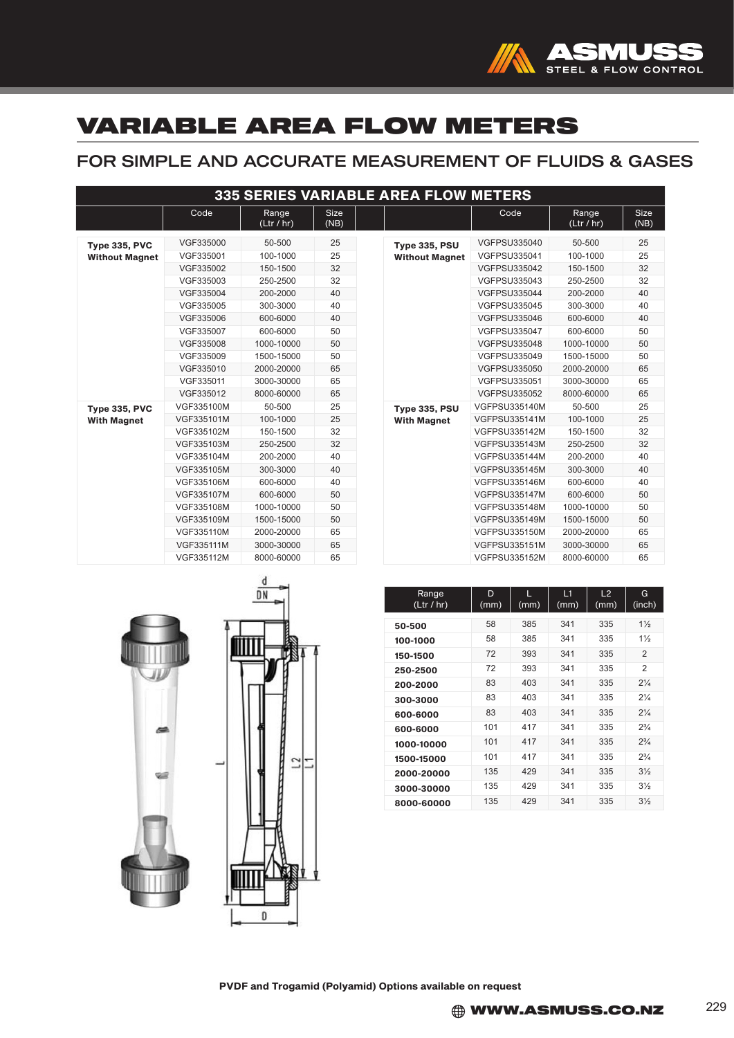# VARIABLE AREA FLOW METERS

## FOR SIMPLE AND ACCURATE MEASUREMENT OF FLUIDS & GASES

### 335 SERIES VARIABLE AREA FLOW METERS

| | Code | Range (Ltr / hr) | Size (NB) | | Code | Range (Ltr / hr) | Size (NB) |
|---|---|---|---|---|---|---|---|
| **Type 335, PVC Without Magnet** | VGF335000 | 50-500 | 25 | **Type 335, PSU Without Magnet** | VGFPSU335040 | 50-500 | 25 |
| | VGF335001 | 100-1000 | 25 | | VGFPSU335041 | 100-1000 | 25 |
| | VGF335002 | 150-1500 | 32 | | VGFPSU335042 | 150-1500 | 32 |
| | VGF335003 | 250-2500 | 32 | | VGFPSU335043 | 250-2500 | 32 |
| | VGF335004 | 200-2000 | 40 | | VGFPSU335044 | 200-2000 | 40 |
| | VGF335005 | 300-3000 | 40 | | VGFPSU335045 | 300-3000 | 40 |
| | VGF335006 | 600-6000 | 40 | | VGFPSU335046 | 600-6000 | 40 |
| | VGF335007 | 600-6000 | 50 | | VGFPSU335047 | 600-6000 | 50 |
| | VGF335008 | 1000-10000 | 50 | | VGFPSU335048 | 1000-10000 | 50 |
| | VGF335009 | 1500-15000 | 50 | | VGFPSU335049 | 1500-15000 | 50 |
| | VGF335010 | 2000-20000 | 65 | | VGFPSU335050 | 2000-20000 | 65 |
| | VGF335011 | 3000-30000 | 65 | | VGFPSU335051 | 3000-30000 | 65 |
| | VGF335012 | 8000-60000 | 65 | | VGFPSU335052 | 8000-60000 | 65 |
| **Type 335, PVC With Magnet** | VGF335100M | 50-500 | 25 | **Type 335, PSU With Magnet** | VGFPSU335140M | 50-500 | 25 |
| | VGF335101M | 100-1000 | 25 | | VGFPSU335141M | 100-1000 | 25 |
| | VGF335102M | 150-1500 | 32 | | VGFPSU335142M | 150-1500 | 32 |
| | VGF335103M | 250-2500 | 32 | | VGFPSU335143M | 250-2500 | 32 |
| | VGF335104M | 200-2000 | 40 | | VGFPSU335144M | 200-2000 | 40 |
| | VGF335105M | 300-3000 | 40 | | VGFPSU335145M | 300-3000 | 40 |
| | VGF335106M | 600-6000 | 40 | | VGFPSU335146M | 600-6000 | 40 |
| | VGF335107M | 600-6000 | 50 | | VGFPSU335147M | 600-6000 | 50 |
| | VGF335108M | 1000-10000 | 50 | | VGFPSU335148M | 1000-10000 | 50 |
| | VGF335109M | 1500-15000 | 50 | | VGFPSU335149M | 1500-15000 | 50 |
| | VGF335110M | 2000-20000 | 65 | | VGFPSU335150M | 2000-20000 | 65 |
| | VGF335111M | 3000-30000 | 65 | | VGFPSU335151M | 3000-30000 | 65 |
| | VGF335112M | 8000-60000 | 65 | | VGFPSU335152M | 8000-60000 | 65 |

| Range (Ltr / hr) | D (mm) | L (mm) | L1 (mm) | L2 (mm) | G (inch) |
|---|---|---|---|---|---|
| **50-500** | 58 | 385 | 341 | 335 | 1½ |
| **100-1000** | 58 | 385 | 341 | 335 | 1½ |
| **150-1500** | 72 | 393 | 341 | 335 | 2 |
| **250-2500** | 72 | 393 | 341 | 335 | 2 |
| **200-2000** | 83 | 403 | 341 | 335 | 2¼ |
| **300-3000** | 83 | 403 | 341 | 335 | 2¼ |
| **600-6000** | 83 | 403 | 341 | 335 | 2¼ |
| **600-6000** | 101 | 417 | 341 | 335 | 2¾ |
| **1000-10000** | 101 | 417 | 341 | 335 | 2¾ |
| **1500-15000** | 101 | 417 | 341 | 335 | 2¾ |
| **2000-20000** | 135 | 429 | 341 | 335 | 3½ |
| **3000-30000** | 135 | 429 | 341 | 335 | 3½ |
| **8000-60000** | 135 | 429 | 341 | 335 | 3½ |

**PVDF and Trogamid (Polyamid) Options available on request**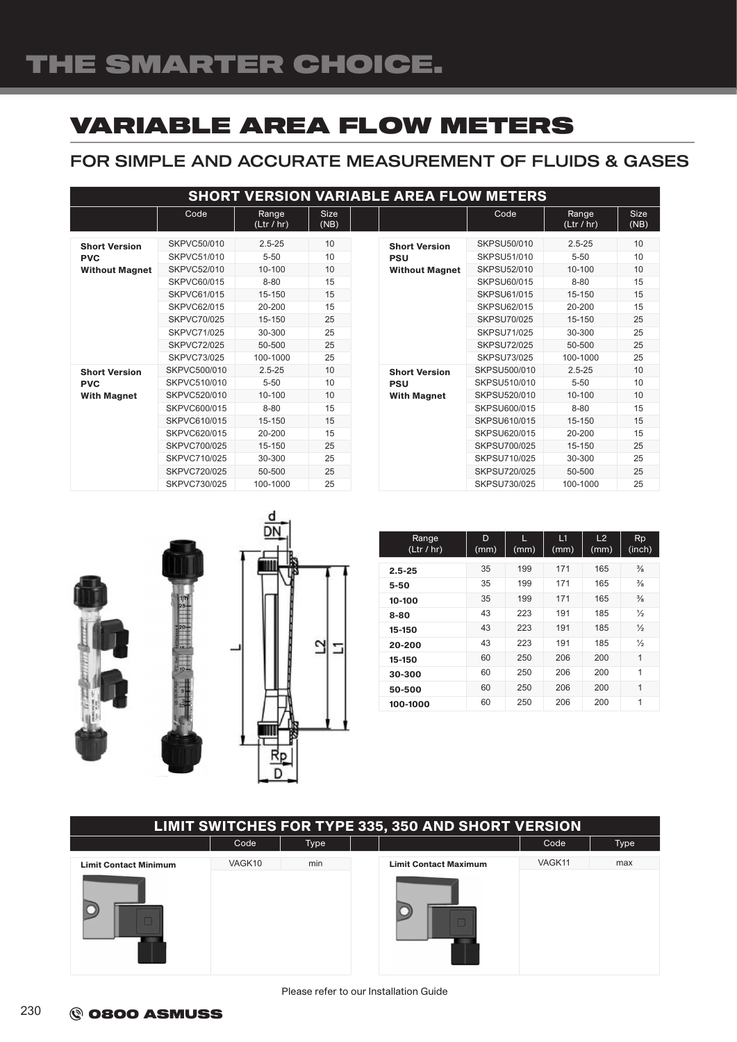# THE SMARTER CHOICE.

# VARIABLE AREA FLOW METERS

## FOR SIMPLE AND ACCURATE MEASUREMENT OF FLUIDS & GASES

### SHORT VERSION VARIABLE AREA FLOW METERS

| | Code | Range (Ltr / hr) | Size (NB) |
|---|---|---|---|
| **Short Version PVC Without Magnet** | SKPVC50/010 | 2.5-25 | 10 |
| | SKPVC51/010 | 5-50 | 10 |
| | SKPVC52/010 | 10-100 | 10 |
| | SKPVC60/015 | 8-80 | 15 |
| | SKPVC61/015 | 15-150 | 15 |
| | SKPVC62/015 | 20-200 | 15 |
| | SKPVC70/025 | 15-150 | 25 |
| | SKPVC71/025 | 30-300 | 25 |
| | SKPVC72/025 | 50-500 | 25 |
| | SKPVC73/025 | 100-1000 | 25 |
| **Short Version PVC With Magnet** | SKPVC500/010 | 2.5-25 | 10 |
| | SKPVC510/010 | 5-50 | 10 |
| | SKPVC520/010 | 10-100 | 10 |
| | SKPVC600/015 | 8-80 | 15 |
| | SKPVC610/015 | 15-150 | 15 |
| | SKPVC620/015 | 20-200 | 15 |
| | SKPVC700/025 | 15-150 | 25 |
| | SKPVC710/025 | 30-300 | 25 |
| | SKPVC720/025 | 50-500 | 25 |
| | SKPVC730/025 | 100-1000 | 25 |

| | Code | Range (Ltr / hr) | Size (NB) |
|---|---|---|---|
| **Short Version PSU Without Magnet** | SKPSU50/010 | 2.5-25 | 10 |
| | SKPSU51/010 | 5-50 | 10 |
| | SKPSU52/010 | 10-100 | 10 |
| | SKPSU60/015 | 8-80 | 15 |
| | SKPSU61/015 | 15-150 | 15 |
| | SKPSU62/015 | 20-200 | 15 |
| | SKPSU70/025 | 15-150 | 25 |
| | SKPSU71/025 | 30-300 | 25 |
| | SKPSU72/025 | 50-500 | 25 |
| | SKPSU73/025 | 100-1000 | 25 |
| **Short Version PSU With Magnet** | SKPSU500/010 | 2.5-25 | 10 |
| | SKPSU510/010 | 5-50 | 10 |
| | SKPSU520/010 | 10-100 | 10 |
| | SKPSU600/015 | 8-80 | 15 |
| | SKPSU610/015 | 15-150 | 15 |
| | SKPSU620/015 | 20-200 | 15 |
| | SKPSU700/025 | 15-150 | 25 |
| | SKPSU710/025 | 30-300 | 25 |
| | SKPSU720/025 | 50-500 | 25 |
| | SKPSU730/025 | 100-1000 | 25 |

d
DN
L
L2
L1
Rp
D

| Range (Ltr / hr) | D (mm) | L (mm) | L1 (mm) | L2 (mm) | Rp (inch) |
|---|---|---|---|---|---|
| **2.5-25** | 35 | 199 | 171 | 165 | ⅜ |
| **5-50** | 35 | 199 | 171 | 165 | ⅜ |
| **10-100** | 35 | 199 | 171 | 165 | ⅜ |
| **8-80** | 43 | 223 | 191 | 185 | ½ |
| **15-150** | 43 | 223 | 191 | 185 | ½ |
| **20-200** | 43 | 223 | 191 | 185 | ½ |
| **15-150** | 60 | 250 | 206 | 200 | 1 |
| **30-300** | 60 | 250 | 206 | 200 | 1 |
| **50-500** | 60 | 250 | 206 | 200 | 1 |
| **100-1000** | 60 | 250 | 206 | 200 | 1 |

### LIMIT SWITCHES FOR TYPE 335, 350 AND SHORT VERSION

| | Code | Type |
|---|---|---|
| **Limit Contact Minimum** | VAGK10 | min |
| **Limit Contact Maximum** | VAGK11 | max |

Please refer to our Installation Guide

0800 ASMUSS